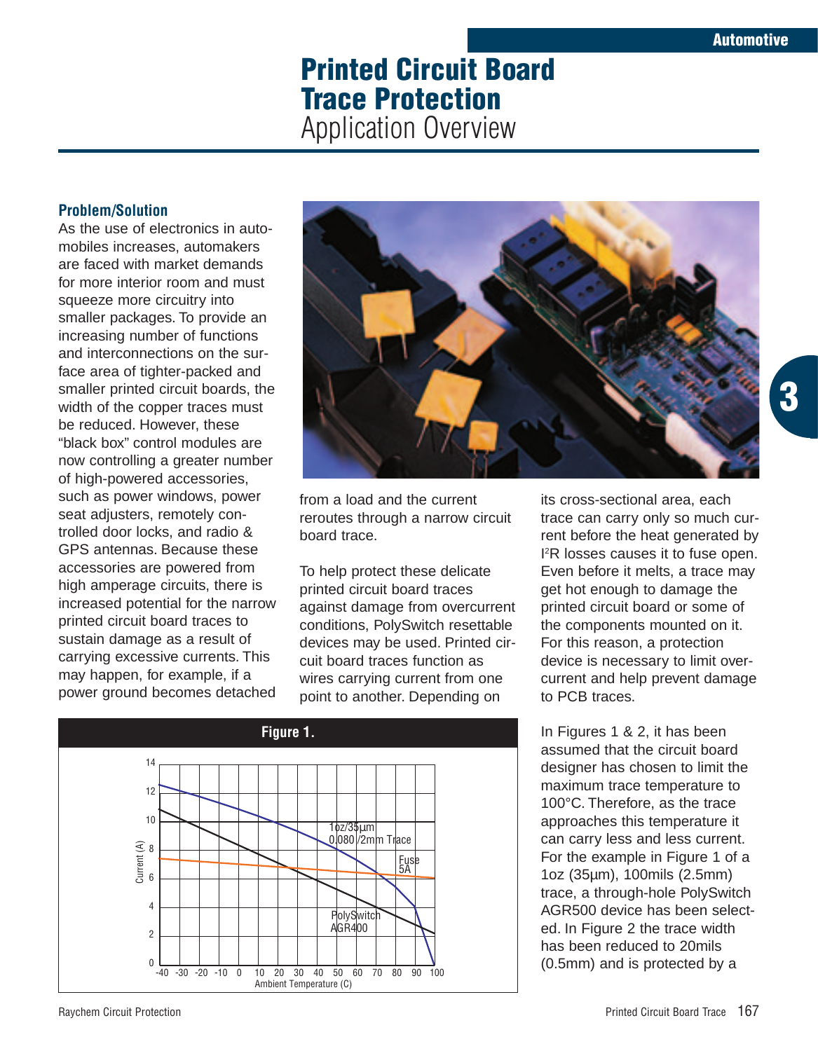Automotive

# Printed Circuit Board Trace Protection

## Application Overview

### Problem/Solution

As the use of electronics in automobiles increases, automakers are faced with market demands for more interior room and must squeeze more circuitry into smaller packages. To provide an increasing number of functions and interconnections on the surface area of tighter-packed and smaller printed circuit boards, the width of the copper traces must be reduced. However, these "black box" control modules are now controlling a greater number of high-powered accessories, such as power windows, power seat adjusters, remotely controlled door locks, and radio & GPS antennas. Because these accessories are powered from high amperage circuits, there is increased potential for the narrow printed circuit board traces to sustain damage as a result of carrying excessive currents. This may happen, for example, if a power ground becomes detached from a load and the current reroutes through a narrow circuit board trace.

To help protect these delicate printed circuit board traces against damage from overcurrent conditions, PolySwitch resettable devices may be used. Printed circuit board traces function as wires carrying current from one point to another. Depending on its cross-sectional area, each trace can carry only so much current before the heat generated by $I^2R$ losses causes it to fuse open. Even before it melts, a trace may get hot enough to damage the printed circuit board or some of the components mounted on it. For this reason, a protection device is necessary to limit overcurrent and help prevent damage to PCB traces.

**Figure 1.**

In Figures 1 & 2, it has been assumed that the circuit board designer has chosen to limit the maximum trace temperature to 100°C. Therefore, as the trace approaches this temperature it can carry less and less current. For the example in Figure 1 of a 1oz (35µm), 100mils (2.5mm) trace, a through-hole PolySwitch AGR500 device has been selected. In Figure 2 the trace width has been reduced to 20mils (0.5mm) and is protected by a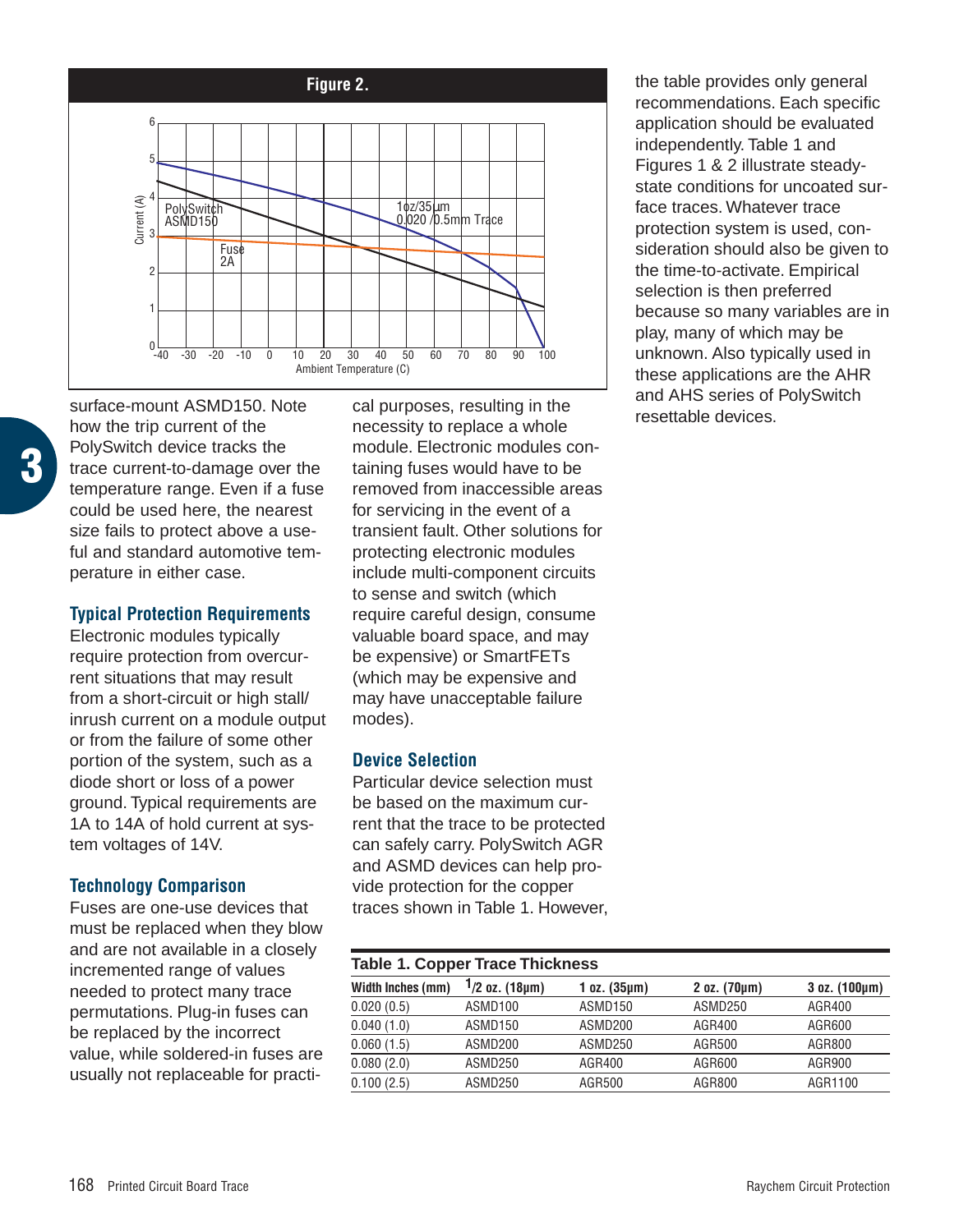**Figure 2.**

Current (A)

6
5
4
3
2
1
0

-40 -30 -20 -10 0 10 20 30 40 50 60 70 80 90 100

Ambient Temperature (C)

PolySwitch
ASMD150

Fuse
2A

1oz/35µm
0.020 /0.5mm Trace

surface-mount ASMD150. Note how the trip current of the PolySwitch device tracks the trace current-to-damage over the temperature range. Even if a fuse could be used here, the nearest size fails to protect above a useful and standard automotive temperature in either case.

### Typical Protection Requirements

Electronic modules typically require protection from overcurrent situations that may result from a short-circuit or high stall/inrush current on a module output or from the failure of some other portion of the system, such as a diode short or loss of a power ground. Typical requirements are 1A to 14A of hold current at system voltages of 14V.

### Technology Comparison

Fuses are one-use devices that must be replaced when they blow and are not available in a closely incremented range of values needed to protect many trace permutations. Plug-in fuses can be replaced by the incorrect value, while soldered-in fuses are usually not replaceable for practical purposes, resulting in the necessity to replace a whole module. Electronic modules containing fuses would have to be removed from inaccessible areas for servicing in the event of a transient fault. Other solutions for protecting electronic modules include multi-component circuits to sense and switch (which require careful design, consume valuable board space, and may be expensive) or SmartFETs (which may be expensive and may have unacceptable failure modes).

### Device Selection

Particular device selection must be based on the maximum current that the trace to be protected can safely carry. PolySwitch AGR and ASMD devices can help provide protection for the copper traces shown in Table 1. However, the table provides only general recommendations. Each specific application should be evaluated independently. Table 1 and Figures 1 & 2 illustrate steady-state conditions for uncoated surface traces. Whatever trace protection system is used, consideration should also be given to the time-to-activate. Empirical selection is then preferred because so many variables are in play, many of which may be unknown. Also typically used in these applications are the AHR and AHS series of PolySwitch resettable devices.

**Table 1. Copper Trace Thickness**

| Width Inches (mm) | 1/2 oz. (18µm) | 1 oz. (35µm) | 2 oz. (70µm) | 3 oz. (100µm) |
|---|---|---|---|---|
| 0.020 (0.5) | ASMD100 | ASMD150 | ASMD250 | AGR400 |
| 0.040 (1.0) | ASMD150 | ASMD200 | AGR400 | AGR600 |
| 0.060 (1.5) | ASMD200 | ASMD250 | AGR500 | AGR800 |
| 0.080 (2.0) | ASMD250 | AGR400 | AGR600 | AGR900 |
| 0.100 (2.5) | ASMD250 | AGR500 | AGR800 | AGR1100 |